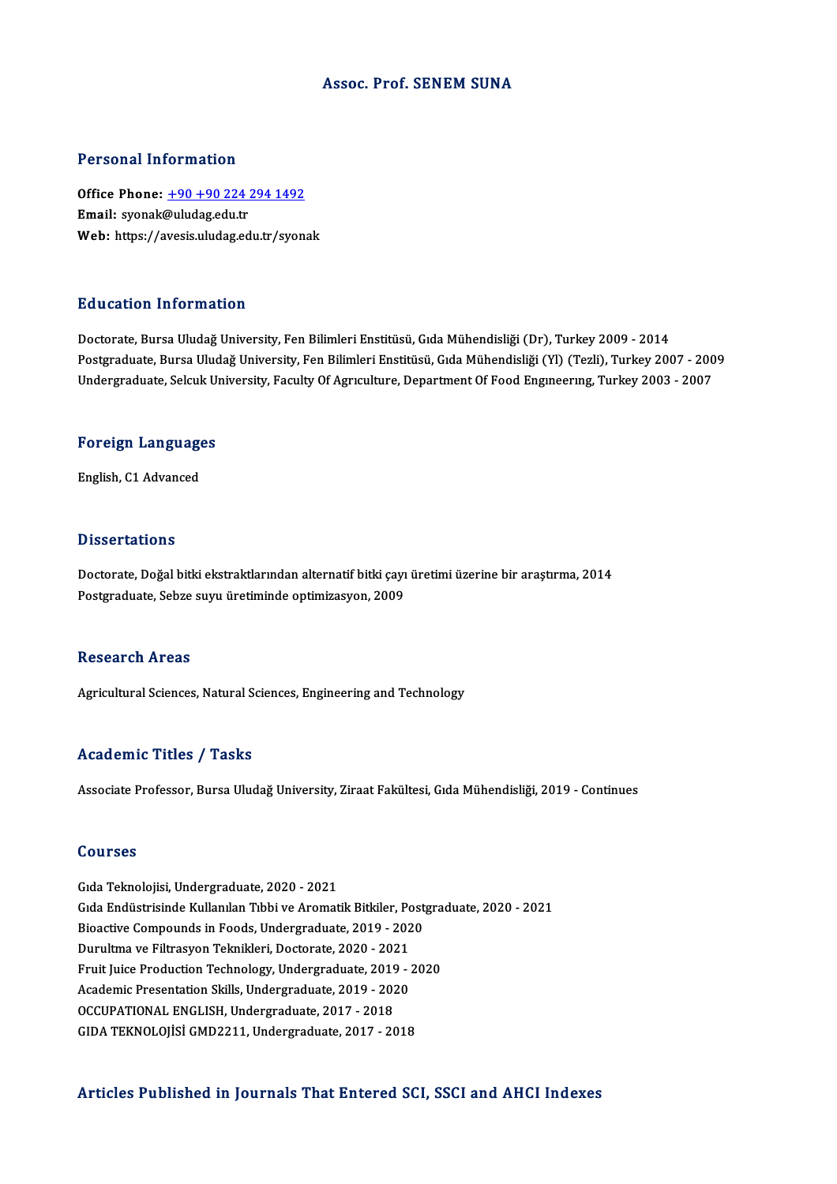# Assoc. Prof. SENEM SUNA

## Personal Information

**Office Phone:** +90 +90 224 294 1492
**Email:** syonak@uludag.edu.tr
**Web:** https://avesis.uludag.edu.tr/syonak

## Education Information

Doctorate, Bursa Uludağ University, Fen Bilimleri Enstitüsü, Gıda Mühendisliği (Dr), Turkey 2009 - 2014
Postgraduate, Bursa Uludağ University, Fen Bilimleri Enstitüsü, Gıda Mühendisliği (Yl) (Tezli), Turkey 2007 - 2009
Undergraduate, Selcuk University, Faculty Of Agrıculture, Department Of Food Engıneerıng, Turkey 2003 - 2007

## Foreign Languages

English, C1 Advanced

## Dissertations

Doctorate, Doğal bitki ekstraktlarından alternatif bitki çayı üretimi üzerine bir araştırma, 2014
Postgraduate, Sebze suyu üretiminde optimizasyon, 2009

## Research Areas

Agricultural Sciences, Natural Sciences, Engineering and Technology

## Academic Titles / Tasks

Associate Professor, Bursa Uludağ University, Ziraat Fakültesi, Gıda Mühendisliği, 2019 - Continues

## Courses

Gıda Teknolojisi, Undergraduate, 2020 - 2021
Gıda Endüstrisinde Kullanılan Tıbbi ve Aromatik Bitkiler, Postgraduate, 2020 - 2021
Bioactive Compounds in Foods, Undergraduate, 2019 - 2020
Durultma ve Filtrasyon Teknikleri, Doctorate, 2020 - 2021
Fruit Juice Production Technology, Undergraduate, 2019 - 2020
Academic Presentation Skills, Undergraduate, 2019 - 2020
OCCUPATIONAL ENGLISH, Undergraduate, 2017 - 2018
GIDA TEKNOLOJİSİ GMD2211, Undergraduate, 2017 - 2018

## Articles Published in Journals That Entered SCI, SSCI and AHCI Indexes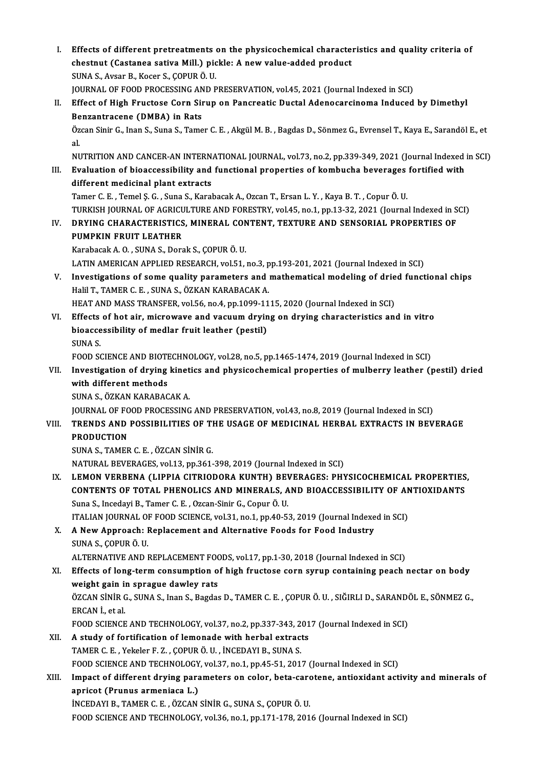I. **Effects of different pretreatments on the physicochemical characteristics and quality criteria of chestnut (Castanea sativa Mill.) pickle: A new value-added product**
SUNA S., Avsar B., Kocer S., ÇOPUR Ö. U.
JOURNAL OF FOOD PROCESSING AND PRESERVATION, vol.45, 2021 (Journal Indexed in SCI)

II. **Effect of High Fructose Corn Sirup on Pancreatic Ductal Adenocarcinoma Induced by Dimethyl Benzantracene (DMBA) in Rats**
Özcan Sinir G., Inan S., Suna S., Tamer C. E. , Akgül M. B. , Bagdas D., Sönmez G., Evrensel T., Kaya E., Sarandöl E., et al.
NUTRITION AND CANCER-AN INTERNATIONAL JOURNAL, vol.73, no.2, pp.339-349, 2021 (Journal Indexed in SCI)

III. **Evaluation of bioaccessibility and functional properties of kombucha beverages fortified with different medicinal plant extracts**
Tamer C. E. , Temel Ş. G. , Suna S., Karabacak A., Ozcan T., Ersan L. Y. , Kaya B. T. , Copur Ö. U.
TURKISH JOURNAL OF AGRICULTURE AND FORESTRY, vol.45, no.1, pp.13-32, 2021 (Journal Indexed in SCI)

IV. **DRYING CHARACTERISTICS, MINERAL CONTENT, TEXTURE AND SENSORIAL PROPERTIES OF PUMPKIN FRUIT LEATHER**
Karabacak A. O. , SUNA S., Dorak S., ÇOPUR Ö. U.
LATIN AMERICAN APPLIED RESEARCH, vol.51, no.3, pp.193-201, 2021 (Journal Indexed in SCI)

V. **Investigations of some quality parameters and mathematical modeling of dried functional chips**
Halil T., TAMER C. E. , SUNA S., ÖZKAN KARABACAK A.
HEAT AND MASS TRANSFER, vol.56, no.4, pp.1099-1115, 2020 (Journal Indexed in SCI)

VI. **Effects of hot air, microwave and vacuum drying on drying characteristics and in vitro bioaccessibility of medlar fruit leather (pestil)**
SUNA S.
FOOD SCIENCE AND BIOTECHNOLOGY, vol.28, no.5, pp.1465-1474, 2019 (Journal Indexed in SCI)

VII. **Investigation of drying kinetics and physicochemical properties of mulberry leather (pestil) dried with different methods**
SUNA S., ÖZKAN KARABACAK A.
JOURNAL OF FOOD PROCESSING AND PRESERVATION, vol.43, no.8, 2019 (Journal Indexed in SCI)

VIII. **TRENDS AND POSSIBILITIES OF THE USAGE OF MEDICINAL HERBAL EXTRACTS IN BEVERAGE PRODUCTION**
SUNA S., TAMER C. E. , ÖZCAN SİNİR G.
NATURAL BEVERAGES, vol.13, pp.361-398, 2019 (Journal Indexed in SCI)

IX. **LEMON VERBENA (LIPPIA CITRIODORA KUNTH) BEVERAGES: PHYSICOCHEMICAL PROPERTIES, CONTENTS OF TOTAL PHENOLICS AND MINERALS, AND BIOACCESSIBILITY OF ANTIOXIDANTS**
Suna S., Incedayi B., Tamer C. E. , Ozcan-Sinir G., Copur Ö. U.
ITALIAN JOURNAL OF FOOD SCIENCE, vol.31, no.1, pp.40-53, 2019 (Journal Indexed in SCI)

X. **A New Approach: Replacement and Alternative Foods for Food Industry**
SUNA S., ÇOPUR Ö. U.
ALTERNATIVE AND REPLACEMENT FOODS, vol.17, pp.1-30, 2018 (Journal Indexed in SCI)

XI. **Effects of long-term consumption of high fructose corn syrup containing peach nectar on body weight gain in sprague dawley rats**
ÖZCAN SİNİR G., SUNA S., Inan S., Bagdas D., TAMER C. E. , ÇOPUR Ö. U. , SIĞIRLI D., SARANDÖL E., SÖNMEZ G., ERCAN İ., et al.
FOOD SCIENCE AND TECHNOLOGY, vol.37, no.2, pp.337-343, 2017 (Journal Indexed in SCI)

XII. **A study of fortification of lemonade with herbal extracts**
TAMER C. E. , Yekeler F. Z. , ÇOPUR Ö. U. , İNCEDAYI B., SUNA S.
FOOD SCIENCE AND TECHNOLOGY, vol.37, no.1, pp.45-51, 2017 (Journal Indexed in SCI)

XIII. **Impact of different drying parameters on color, beta-carotene, antioxidant activity and minerals of apricot (Prunus armeniaca L.)**
İNCEDAYI B., TAMER C. E. , ÖZCAN SİNİR G., SUNA S., ÇOPUR Ö. U.
FOOD SCIENCE AND TECHNOLOGY, vol.36, no.1, pp.171-178, 2016 (Journal Indexed in SCI)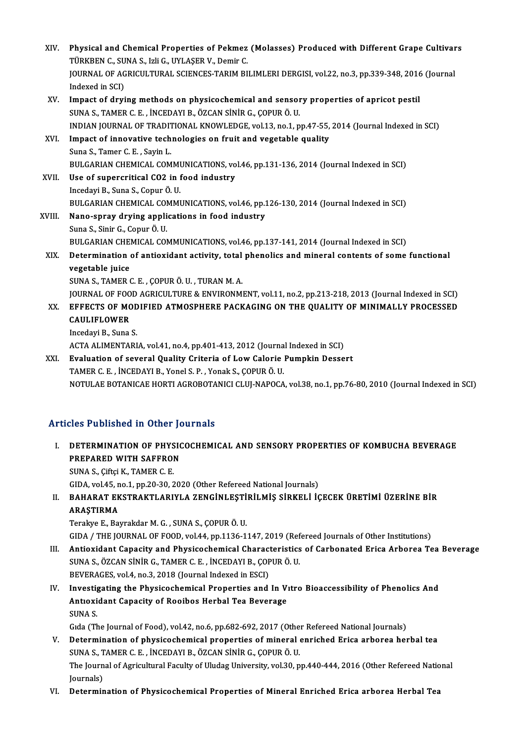XIV. **Physical and Chemical Properties of Pekmez (Molasses) Produced with Different Grape Cultivars**
TÜRKBEN C., SUNA S., Izli G., UYLAŞER V., Demir C.
JOURNAL OF AGRICULTURAL SCIENCES-TARIM BILIMLERI DERGISI, vol.22, no.3, pp.339-348, 2016 (Journal Indexed in SCI)

XV. **Impact of drying methods on physicochemical and sensory properties of apricot pestil**
SUNA S., TAMER C. E. , İNCEDAYI B., ÖZCAN SİNİR G., ÇOPUR Ö. U.
INDIAN JOURNAL OF TRADITIONAL KNOWLEDGE, vol.13, no.1, pp.47-55, 2014 (Journal Indexed in SCI)

XVI. **Impact of innovative technologies on fruit and vegetable quality**
Suna S., Tamer C. E. , Sayin L.
BULGARIAN CHEMICAL COMMUNICATIONS, vol.46, pp.131-136, 2014 (Journal Indexed in SCI)

XVII. **Use of supercritical CO2 in food industry**
Incedayi B., Suna S., Copur Ö. U.
BULGARIAN CHEMICAL COMMUNICATIONS, vol.46, pp.126-130, 2014 (Journal Indexed in SCI)

XVIII. **Nano-spray drying applications in food industry**
Suna S., Sinir G., Copur Ö. U.
BULGARIAN CHEMICAL COMMUNICATIONS, vol.46, pp.137-141, 2014 (Journal Indexed in SCI)

XIX. **Determination of antioxidant activity, total phenolics and mineral contents of some functional vegetable juice**
SUNA S., TAMER C. E. , ÇOPUR Ö. U. , TURAN M. A.
JOURNAL OF FOOD AGRICULTURE & ENVIRONMENT, vol.11, no.2, pp.213-218, 2013 (Journal Indexed in SCI)

XX. **EFFECTS OF MODIFIED ATMOSPHERE PACKAGING ON THE QUALITY OF MINIMALLY PROCESSED CAULIFLOWER**
Incedayi B., Suna S.
ACTA ALIMENTARIA, vol.41, no.4, pp.401-413, 2012 (Journal Indexed in SCI)

XXI. **Evaluation of several Quality Criteria of Low Calorie Pumpkin Dessert**
TAMER C. E. , İNCEDAYI B., Yonel S. P. , Yonak S., ÇOPUR Ö. U.
NOTULAE BOTANICAE HORTI AGROBOTANICI CLUJ-NAPOCA, vol.38, no.1, pp.76-80, 2010 (Journal Indexed in SCI)

## Articles Published in Other Journals

I. **DETERMINATION OF PHYSICOCHEMICAL AND SENSORY PROPERTIES OF KOMBUCHA BEVERAGE PREPARED WITH SAFFRON**
SUNA S., Çiftçi K., TAMER C. E.
GIDA, vol.45, no.1, pp.20-30, 2020 (Other Refereed National Journals)

II. **BAHARAT EKSTRAKTLARIYLA ZENGİNLEŞTİRİLMİŞ SİRKELİ İÇECEK ÜRETİMİ ÜZERİNE BİR ARAŞTIRMA**
Terakye E., Bayrakdar M. G. , SUNA S., ÇOPUR Ö. U.
GIDA / THE JOURNAL OF FOOD, vol.44, pp.1136-1147, 2019 (Refereed Journals of Other Institutions)

III. **Antioxidant Capacity and Physicochemical Characteristics of Carbonated Erica Arborea Tea Beverage**
SUNA S., ÖZCAN SİNİR G., TAMER C. E. , İNCEDAYI B., ÇOPUR Ö. U.
BEVERAGES, vol.4, no.3, 2018 (Journal Indexed in ESCI)

IV. **Investigating the Physicochemical Properties and In Vıtro Bioaccessibility of Phenolics And Antıoxidant Capacity of Rooibos Herbal Tea Beverage**
SUNA S.
Gıda (The Journal of Food), vol.42, no.6, pp.682-692, 2017 (Other Refereed National Journals)

V. **Determination of physicochemical properties of mineral enriched Erica arborea herbal tea**
SUNA S., TAMER C. E. , İNCEDAYI B., ÖZCAN SİNİR G., ÇOPUR Ö. U.
The Journal of Agricultural Faculty of Uludag University, vol.30, pp.440-444, 2016 (Other Refereed National Journals)

VI. **Determination of Physicochemical Properties of Mineral Enriched Erica arborea Herbal Tea**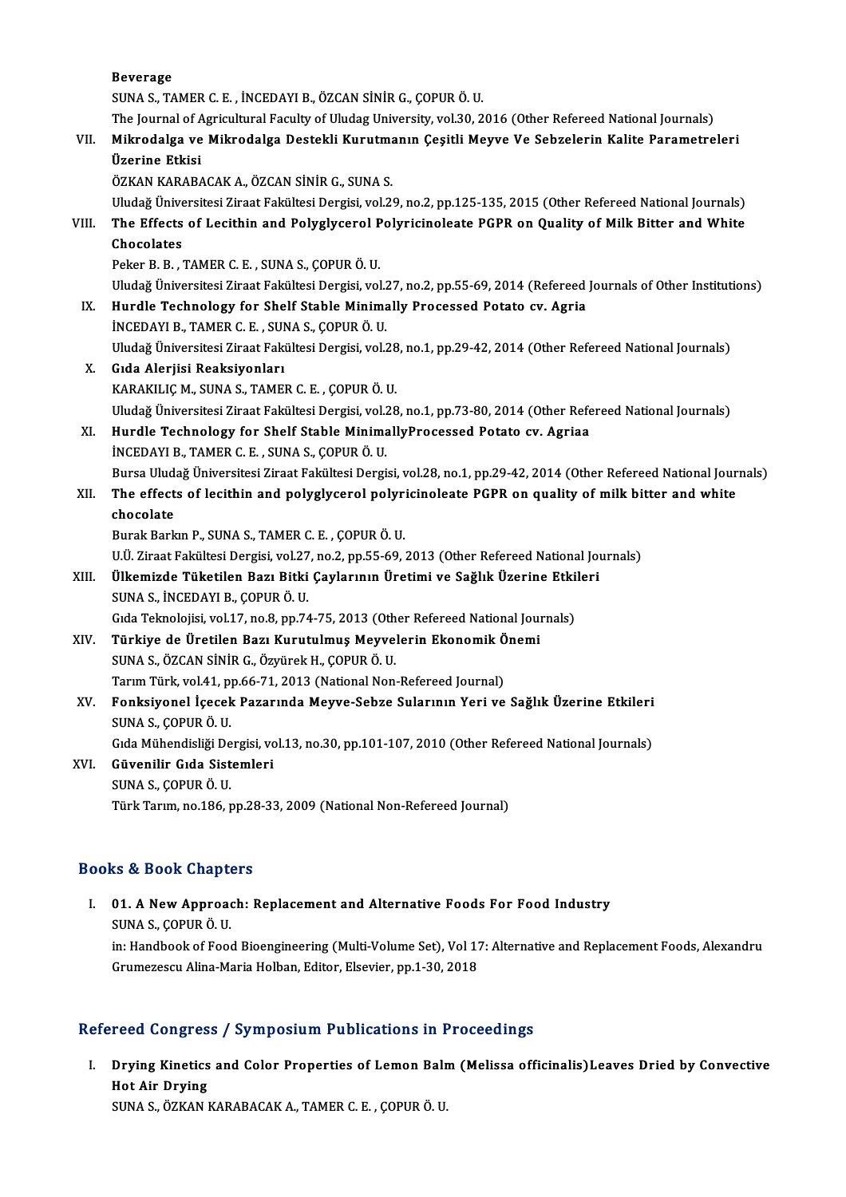**Beverage**

SUNA S., TAMER C. E. , İNCEDAYI B., ÖZCAN SİNİR G., ÇOPUR Ö. U.

The Journal of Agricultural Faculty of Uludag University, vol.30, 2016 (Other Refereed National Journals)

VII. **Mikrodalga ve Mikrodalga Destekli Kurutmanın Çeşitli Meyve Ve Sebzelerin Kalite Parametreleri Üzerine Etkisi**

ÖZKAN KARABACAK A., ÖZCAN SİNİR G., SUNA S.

Uludağ Üniversitesi Ziraat Fakültesi Dergisi, vol.29, no.2, pp.125-135, 2015 (Other Refereed National Journals)

VIII. **The Effects of Lecithin and Polyglycerol Polyricinoleate PGPR on Quality of Milk Bitter and White Chocolates**

Peker B. B. , TAMER C. E. , SUNA S., ÇOPUR Ö. U.

Uludağ Üniversitesi Ziraat Fakültesi Dergisi, vol.27, no.2, pp.55-69, 2014 (Refereed Journals of Other Institutions)

IX. **Hurdle Technology for Shelf Stable Minimally Processed Potato cv. Agria**

İNCEDAYI B., TAMER C. E. , SUNA S., ÇOPUR Ö. U.

Uludağ Üniversitesi Ziraat Fakültesi Dergisi, vol.28, no.1, pp.29-42, 2014 (Other Refereed National Journals)

X. **Gıda Alerjisi Reaksiyonları**

KARAKILIÇ M., SUNA S., TAMER C. E. , ÇOPUR Ö. U.

Uludağ Üniversitesi Ziraat Fakültesi Dergisi, vol.28, no.1, pp.73-80, 2014 (Other Refereed National Journals)

XI. **Hurdle Technology for Shelf Stable MinimallyProcessed Potato cv. Agriaa**

İNCEDAYI B., TAMER C. E. , SUNA S., ÇOPUR Ö. U.

Bursa Uludağ Üniversitesi Ziraat Fakültesi Dergisi, vol.28, no.1, pp.29-42, 2014 (Other Refereed National Journals)

XII. **The effects of lecithin and polyglycerol polyricinoleate PGPR on quality of milk bitter and white chocolate**

Burak Barkın P., SUNA S., TAMER C. E. , ÇOPUR Ö. U.

U.Ü. Ziraat Fakültesi Dergisi, vol.27, no.2, pp.55-69, 2013 (Other Refereed National Journals)

XIII. **Ülkemizde Tüketilen Bazı Bitki Çaylarının Üretimi ve Sağlık Üzerine Etkileri**

SUNA S., İNCEDAYI B., ÇOPUR Ö. U.

Gıda Teknolojisi, vol.17, no.8, pp.74-75, 2013 (Other Refereed National Journals)

XIV. **Türkiye de Üretilen Bazı Kurutulmuş Meyvelerin Ekonomik Önemi**

SUNA S., ÖZCAN SİNİR G., Özyürek H., ÇOPUR Ö. U.

Tarım Türk, vol.41, pp.66-71, 2013 (National Non-Refereed Journal)

XV. **Fonksiyonel İçecek Pazarında Meyve-Sebze Sularının Yeri ve Sağlık Üzerine Etkileri**

SUNA S., ÇOPUR Ö. U.

Gıda Mühendisliği Dergisi, vol.13, no.30, pp.101-107, 2010 (Other Refereed National Journals)

XVI. **Güvenilir Gıda Sistemleri**

SUNA S., ÇOPUR Ö. U.

Türk Tarım, no.186, pp.28-33, 2009 (National Non-Refereed Journal)

## Books & Book Chapters

I. **01. A New Approach: Replacement and Alternative Foods For Food Industry**

SUNA S., ÇOPUR Ö. U.

in: Handbook of Food Bioengineering (Multi-Volume Set), Vol 17: Alternative and Replacement Foods, Alexandru Grumezescu Alina-Maria Holban, Editor, Elsevier, pp.1-30, 2018

## Refereed Congress / Symposium Publications in Proceedings

I. **Drying Kinetics and Color Properties of Lemon Balm (Melissa officinalis)Leaves Dried by Convective Hot Air Drying**

SUNA S., ÖZKAN KARABACAK A., TAMER C. E. , ÇOPUR Ö. U.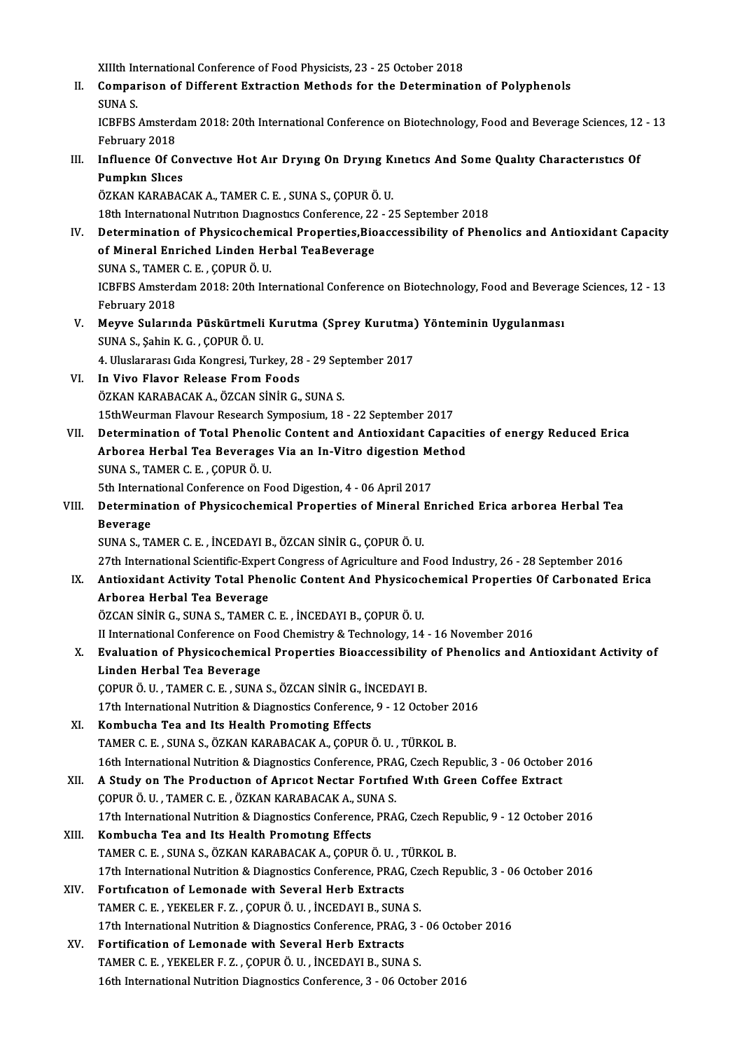XIIIth International Conference of Food Physicists, 23 - 25 October 2018

II. **Comparison of Different Extraction Methods for the Determination of Polyphenols**
SUNA S.
ICBFBS Amsterdam 2018: 20th International Conference on Biotechnology, Food and Beverage Sciences, 12 - 13 February 2018

III. **Influence Of Convectıve Hot Aır Dryıng On Dryıng Kınetıcs And Some Qualıty Characterıstıcs Of Pumpkın Slıces**
ÖZKAN KARABACAK A., TAMER C. E. , SUNA S., ÇOPUR Ö. U.
18th Internatıonal Nutrıtıon Dıagnostıcs Conference, 22 - 25 September 2018

IV. **Determination of Physicochemical Properties,Bioaccessibility of Phenolics and Antioxidant Capacity of Mineral Enriched Linden Herbal TeaBeverage**
SUNA S., TAMER C. E. , ÇOPUR Ö. U.
ICBFBS Amsterdam 2018: 20th International Conference on Biotechnology, Food and Beverage Sciences, 12 - 13 February 2018

V. **Meyve Sularında Püskürtmeli Kurutma (Sprey Kurutma) Yönteminin Uygulanması**
SUNA S., Şahin K. G. , ÇOPUR Ö. U.
4. Uluslararası Gıda Kongresi, Turkey, 28 - 29 September 2017

VI. **In Vivo Flavor Release From Foods**
ÖZKAN KARABACAK A., ÖZCAN SİNİR G., SUNA S.
15thWeurman Flavour Research Symposium, 18 - 22 September 2017

VII. **Determination of Total Phenolic Content and Antioxidant Capacities of energy Reduced Erica Arborea Herbal Tea Beverages Via an In-Vitro digestion Method**
SUNA S., TAMER C. E. , ÇOPUR Ö. U.
5th International Conference on Food Digestion, 4 - 06 April 2017

VIII. **Determination of Physicochemical Properties of Mineral Enriched Erica arborea Herbal Tea Beverage**
SUNA S., TAMER C. E. , İNCEDAYI B., ÖZCAN SİNİR G., ÇOPUR Ö. U.
27th International Scientific-Expert Congress of Agriculture and Food Industry, 26 - 28 September 2016

IX. **Antioxidant Activity Total Phenolic Content And Physicochemical Properties Of Carbonated Erica Arborea Herbal Tea Beverage**
ÖZCAN SİNİR G., SUNA S., TAMER C. E. , İNCEDAYI B., ÇOPUR Ö. U.
II International Conference on Food Chemistry & Technology, 14 - 16 November 2016

X. **Evaluation of Physicochemical Properties Bioaccessibility of Phenolics and Antioxidant Activity of Linden Herbal Tea Beverage**
ÇOPUR Ö. U. , TAMER C. E. , SUNA S., ÖZCAN SİNİR G., İNCEDAYI B.
17th International Nutrition & Diagnostics Conference, 9 - 12 October 2016

XI. **Kombucha Tea and Its Health Promoting Effects**
TAMER C. E. , SUNA S., ÖZKAN KARABACAK A., ÇOPUR Ö. U. , TÜRKOL B.
16th International Nutrition & Diagnostics Conference, PRAG, Czech Republic, 3 - 06 October 2016

XII. **A Study on The Productıon of Aprıcot Nectar Fortıfıed Wıth Green Coffee Extract**
ÇOPUR Ö. U. , TAMER C. E. , ÖZKAN KARABACAK A., SUNA S.
17th International Nutrition & Diagnostics Conference, PRAG, Czech Republic, 9 - 12 October 2016

XIII. **Kombucha Tea and Its Health Promotıng Effects**
TAMER C. E. , SUNA S., ÖZKAN KARABACAK A., ÇOPUR Ö. U. , TÜRKOL B.
17th International Nutrition & Diagnostics Conference, PRAG, Czech Republic, 3 - 06 October 2016

XIV. **Fortıfıcatıon of Lemonade with Several Herb Extracts**
TAMER C. E. , YEKELER F. Z. , ÇOPUR Ö. U. , İNCEDAYI B., SUNA S.
17th International Nutrition & Diagnostics Conference, PRAG, 3 - 06 October 2016

XV. **Fortification of Lemonade with Several Herb Extracts**
TAMER C. E. , YEKELER F. Z. , ÇOPUR Ö. U. , İNCEDAYI B., SUNA S.
16th International Nutrition Diagnostics Conference, 3 - 06 October 2016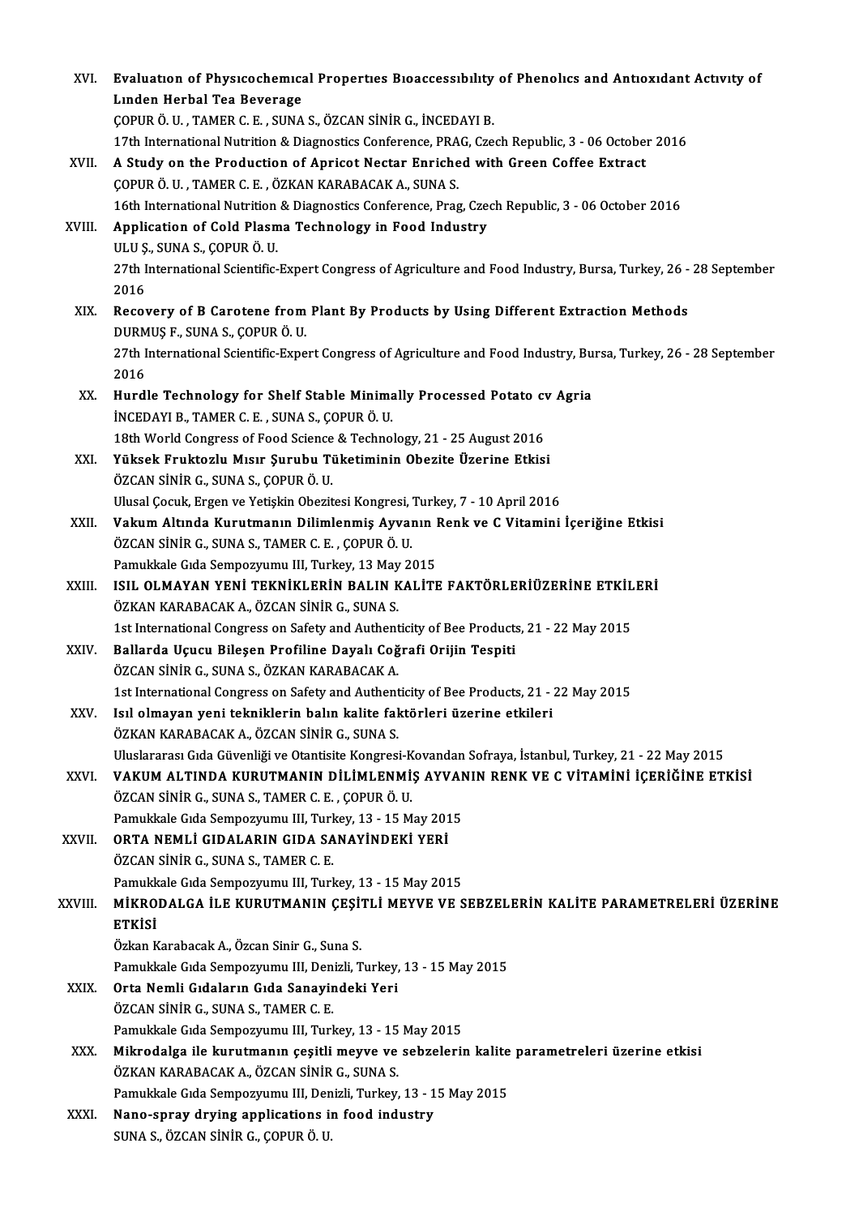XVI. **Evaluation of Physicochemical Properties Bioaccessibility of Phenolics and Antioxidant Activity of Linden Herbal Tea Beverage**
ÇOPUR Ö. U. , TAMER C. E. , SUNA S., ÖZCAN SİNİR G., İNCEDAYI B.
17th International Nutrition & Diagnostics Conference, PRAG, Czech Republic, 3 - 06 October 2016

XVII. **A Study on the Production of Apricot Nectar Enriched with Green Coffee Extract**
ÇOPUR Ö. U. , TAMER C. E. , ÖZKAN KARABACAK A., SUNA S.
16th International Nutrition & Diagnostics Conference, Prag, Czech Republic, 3 - 06 October 2016

XVIII. **Application of Cold Plasma Technology in Food Industry**
ULU Ş., SUNA S., ÇOPUR Ö. U.
27th International Scientific-Expert Congress of Agriculture and Food Industry, Bursa, Turkey, 26 - 28 September 2016

XIX. **Recovery of B Carotene from Plant By Products by Using Different Extraction Methods**
DURMUŞ F., SUNA S., ÇOPUR Ö. U.
27th International Scientific-Expert Congress of Agriculture and Food Industry, Bursa, Turkey, 26 - 28 September 2016

XX. **Hurdle Technology for Shelf Stable Minimally Processed Potato cv Agria**
İNCEDAYI B., TAMER C. E. , SUNA S., ÇOPUR Ö. U.
18th World Congress of Food Science & Technology, 21 - 25 August 2016

XXI. **Yüksek Fruktozlu Mısır Şurubu Tüketiminin Obezite Üzerine Etkisi**
ÖZCAN SİNİR G., SUNA S., ÇOPUR Ö. U.
Ulusal Çocuk, Ergen ve Yetişkin Obezitesi Kongresi, Turkey, 7 - 10 April 2016

XXII. **Vakum Altında Kurutmanın Dilimlenmiş Ayvanın Renk ve C Vitamini İçeriğine Etkisi**
ÖZCAN SİNİR G., SUNA S., TAMER C. E. , ÇOPUR Ö. U.
Pamukkale Gıda Sempozyumu III, Turkey, 13 May 2015

XXIII. **ISIL OLMAYAN YENİ TEKNİKLERİN BALIN KALİTE FAKTÖRLERİÜZERİNE ETKİLERİ**
ÖZKAN KARABACAK A., ÖZCAN SİNİR G., SUNA S.
1st International Congress on Safety and Authenticity of Bee Products, 21 - 22 May 2015

XXIV. **Ballarda Uçucu Bileşen Profiline Dayalı Coğrafi Orijin Tespiti**
ÖZCAN SİNİR G., SUNA S., ÖZKAN KARABACAK A.
1st International Congress on Safety and Authenticity of Bee Products, 21 - 22 May 2015

XXV. **Isıl olmayan yeni tekniklerin balın kalite faktörleri üzerine etkileri**
ÖZKAN KARABACAK A., ÖZCAN SİNİR G., SUNA S.
Uluslararası Gıda Güvenliği ve Otantisite Kongresi-Kovandan Sofraya, İstanbul, Turkey, 21 - 22 May 2015

XXVI. **VAKUM ALTINDA KURUTMANIN DİLİMLENMİŞ AYVANIN RENK VE C VİTAMİNİ İÇERİĞİNE ETKİSİ**
ÖZCAN SİNİR G., SUNA S., TAMER C. E. , ÇOPUR Ö. U.
Pamukkale Gıda Sempozyumu III, Turkey, 13 - 15 May 2015

XXVII. **ORTA NEMLİ GIDALARIN GIDA SANAYİNDEKİ YERİ**
ÖZCAN SİNİR G., SUNA S., TAMER C. E.
Pamukkale Gıda Sempozyumu III, Turkey, 13 - 15 May 2015

XXVIII. **MİKRODALGA İLE KURUTMANIN ÇEŞİTLİ MEYVE VE SEBZELERİN KALİTE PARAMETRELERİ ÜZERİNE ETKİSİ**
Özkan Karabacak A., Özcan Sinir G., Suna S.
Pamukkale Gıda Sempozyumu III, Denizli, Turkey, 13 - 15 May 2015

XXIX. **Orta Nemli Gıdaların Gıda Sanayindeki Yeri**
ÖZCAN SİNİR G., SUNA S., TAMER C. E.
Pamukkale Gıda Sempozyumu III, Turkey, 13 - 15 May 2015

XXX. **Mikrodalga ile kurutmanın çeşitli meyve ve sebzelerin kalite parametreleri üzerine etkisi**
ÖZKAN KARABACAK A., ÖZCAN SİNİR G., SUNA S.
Pamukkale Gıda Sempozyumu III, Denizli, Turkey, 13 - 15 May 2015

XXXI. **Nano-spray drying applications in food industry**
SUNA S., ÖZCAN SİNİR G., ÇOPUR Ö. U.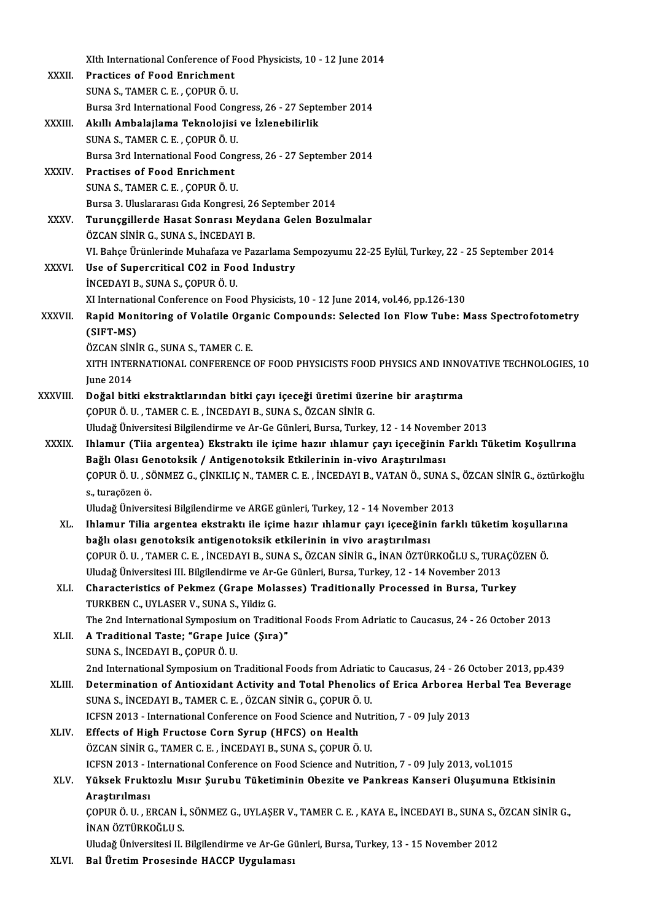XIth International Conference of Food Physicists, 10 - 12 June 2014

XXXII. **Practices of Food Enrichment**
SUNA S., TAMER C. E. , ÇOPUR Ö. U.
Bursa 3rd International Food Congress, 26 - 27 September 2014

XXXIII. **Akıllı Ambalajlama Teknolojisi ve İzlenebilirlik**
SUNA S., TAMER C. E. , ÇOPUR Ö. U.
Bursa 3rd International Food Congress, 26 - 27 September 2014

XXXIV. **Practises of Food Enrichment**
SUNA S., TAMER C. E. , ÇOPUR Ö. U.
Bursa 3. Uluslararası Gıda Kongresi, 26 September 2014

XXXV. **Turunçgillerde Hasat Sonrası Meydana Gelen Bozulmalar**
ÖZCAN SİNİR G., SUNA S., İNCEDAYI B.
VI. Bahçe Ürünlerinde Muhafaza ve Pazarlama Sempozyumu 22-25 Eylül, Turkey, 22 - 25 September 2014

XXXVI. **Use of Supercritical CO2 in Food Industry**
İNCEDAYI B., SUNA S., ÇOPUR Ö. U.
XI International Conference on Food Physicists, 10 - 12 June 2014, vol.46, pp.126-130

XXXVII. **Rapid Monitoring of Volatile Organic Compounds: Selected Ion Flow Tube: Mass Spectrofotometry (SIFT-MS)**
ÖZCAN SİNİR G., SUNA S., TAMER C. E.
XITH INTERNATIONAL CONFERENCE OF FOOD PHYSICISTS FOOD PHYSICS AND INNOVATIVE TECHNOLOGIES, 10 June 2014

XXXVIII. **Doğal bitki ekstraktlarından bitki çayı içeceği üretimi üzerine bir araştırma**
ÇOPUR Ö. U. , TAMER C. E. , İNCEDAYI B., SUNA S., ÖZCAN SİNİR G.
Uludağ Üniversitesi Bilgilendirme ve Ar-Ge Günleri, Bursa, Turkey, 12 - 14 November 2013

XXXIX. **Ihlamur (Tiia argentea) Ekstraktı ile içime hazır ıhlamur çayı içeceğinin Farklı Tüketim Koşullrına Bağlı Olası Genotoksik / Antigenotoksik Etkilerinin in-vivo Araştırılması**
ÇOPUR Ö. U. , SÖNMEZ G., ÇİNKILIÇ N., TAMER C. E. , İNCEDAYI B., VATAN Ö., SUNA S., ÖZCAN SİNİR G., öztürkoğlu s., turaçözen ö.
Uludağ Üniversitesi Bilgilendirme ve ARGE günleri, Turkey, 12 - 14 November 2013

XL. **Ihlamur Tilia argentea ekstraktı ile içime hazır ıhlamur çayı içeceğinin farklı tüketim koşullarına bağlı olası genotoksik antigenotoksik etkilerinin in vivo araştırılması**
ÇOPUR Ö. U. , TAMER C. E. , İNCEDAYI B., SUNA S., ÖZCAN SİNİR G., İNAN ÖZTÜRKOĞLU S., TURAÇÖZEN Ö.
Uludağ Üniversitesi III. Bilgilendirme ve Ar-Ge Günleri, Bursa, Turkey, 12 - 14 November 2013

XLI. **Characteristics of Pekmez (Grape Molasses) Traditionally Processed in Bursa, Turkey**
TURKBEN C., UYLASER V., SUNA S., Yildiz G.
The 2nd International Symposium on Traditional Foods From Adriatic to Caucasus, 24 - 26 October 2013

XLII. **A Traditional Taste; "Grape Juice (Şıra)"**
SUNA S., İNCEDAYI B., ÇOPUR Ö. U.
2nd International Symposium on Traditional Foods from Adriatic to Caucasus, 24 - 26 October 2013, pp.439

XLIII. **Determination of Antioxidant Activity and Total Phenolics of Erica Arborea Herbal Tea Beverage**
SUNA S., İNCEDAYI B., TAMER C. E. , ÖZCAN SİNİR G., ÇOPUR Ö. U.
ICFSN 2013 - International Conference on Food Science and Nutrition, 7 - 09 July 2013

XLIV. **Effects of High Fructose Corn Syrup (HFCS) on Health**
ÖZCAN SİNİR G., TAMER C. E. , İNCEDAYI B., SUNA S., ÇOPUR Ö. U.
ICFSN 2013 - International Conference on Food Science and Nutrition, 7 - 09 July 2013, vol.1015

XLV. **Yüksek Fruktozlu Mısır Şurubu Tüketiminin Obezite ve Pankreas Kanseri Oluşumuna Etkisinin Araştırılması**
ÇOPUR Ö. U. , ERCAN İ., SÖNMEZ G., UYLAŞER V., TAMER C. E. , KAYA E., İNCEDAYI B., SUNA S., ÖZCAN SİNİR G., İNAN ÖZTÜRKOĞLU S.
Uludağ Üniversitesi II. Bilgilendirme ve Ar-Ge Günleri, Bursa, Turkey, 13 - 15 November 2012

XLVI. **Bal Üretim Prosesinde HACCP Uygulaması**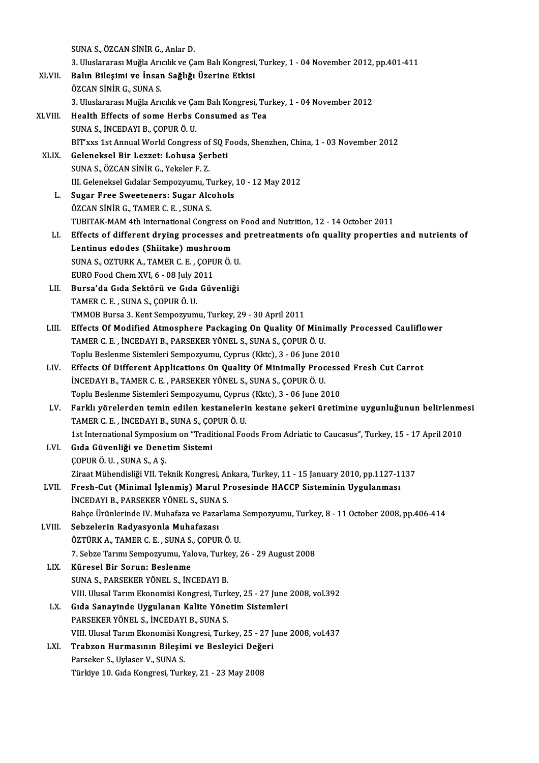SUNA S., ÖZCAN SİNİR G., Anlar D.
3. Uluslararası Muğla Arıcılık ve Çam Balı Kongresi, Turkey, 1 - 04 November 2012, pp.401-411

XLVII. **Balın Bileşimi ve İnsan Sağlığı Üzerine Etkisi**
ÖZCAN SİNİR G., SUNA S.
3. Uluslararası Muğla Arıcılık ve Çam Balı Kongresi, Turkey, 1 - 04 November 2012

XLVIII. **Health Effects of some Herbs Consumed as Tea**
SUNA S., İNCEDAYI B., ÇOPUR Ö. U.
BIT'xxs 1st Annual World Congress of SQ Foods, Shenzhen, China, 1 - 03 November 2012

XLIX. **Geleneksel Bir Lezzet: Lohusa Şerbeti**
SUNA S., ÖZCAN SİNİR G., Yekeler F. Z.
III. Geleneksel Gıdalar Sempozyumu, Turkey, 10 - 12 May 2012

L. **Sugar Free Sweeteners: Sugar Alcohols**
ÖZCAN SİNİR G., TAMER C. E. , SUNA S.
TUBITAK-MAM 4th International Congress on Food and Nutrition, 12 - 14 October 2011

LI. **Effects of different drying processes and pretreatments ofn quality properties and nutrients of Lentinus edodes (Shiitake) mushroom**
SUNA S., OZTURK A., TAMER C. E. , ÇOPUR Ö. U.
EURO Food Chem XVI, 6 - 08 July 2011

LII. **Bursa'da Gıda Sektörü ve Gıda Güvenliği**
TAMER C. E. , SUNA S., ÇOPUR Ö. U.
TMMOB Bursa 3. Kent Sempozyumu, Turkey, 29 - 30 April 2011

LIII. **Effects Of Modified Atmosphere Packaging On Quality Of Minimally Processed Cauliflower**
TAMER C. E. , İNCEDAYI B., PARSEKER YÖNEL S., SUNA S., ÇOPUR Ö. U.
Toplu Beslenme Sistemleri Sempozyumu, Cyprus (Kktc), 3 - 06 June 2010

LIV. **Effects Of Different Applications On Quality Of Minimally Processed Fresh Cut Carrot**
İNCEDAYI B., TAMER C. E. , PARSEKER YÖNEL S., SUNA S., ÇOPUR Ö. U.
Toplu Beslenme Sistemleri Sempozyumu, Cyprus (Kktc), 3 - 06 June 2010

LV. **Farklı yörelerden temin edilen kestanelerin kestane şekeri üretimine uygunluğunun belirlenmesi**
TAMER C. E. , İNCEDAYI B., SUNA S., ÇOPUR Ö. U.
1st International Symposium on "Traditional Foods From Adriatic to Caucasus", Turkey, 15 - 17 April 2010

LVI. **Gıda Güvenliği ve Denetim Sistemi**
ÇOPUR Ö. U. , SUNA S., A Ş.
Ziraat Mühendisliği VII. Teknik Kongresi, Ankara, Turkey, 11 - 15 January 2010, pp.1127-1137

LVII. **Fresh-Cut (Minimal İşlenmiş) Marul Prosesinde HACCP Sisteminin Uygulanması**
İNCEDAYI B., PARSEKER YÖNEL S., SUNA S.
Bahçe Ürünlerinde IV. Muhafaza ve Pazarlama Sempozyumu, Turkey, 8 - 11 October 2008, pp.406-414

LVIII. **Sebzelerin Radyasyonla Muhafazası**
ÖZTÜRK A., TAMER C. E. , SUNA S., ÇOPUR Ö. U.
7. Sebze Tarımı Sempozyumu, Yalova, Turkey, 26 - 29 August 2008

LIX. **Küresel Bir Sorun: Beslenme**
SUNA S., PARSEKER YÖNEL S., İNCEDAYI B.
VIII. Ulusal Tarım Ekonomisi Kongresi, Turkey, 25 - 27 June 2008, vol.392

LX. **Gıda Sanayinde Uygulanan Kalite Yönetim Sistemleri**
PARSEKER YÖNEL S., İNCEDAYI B., SUNA S.
VIII. Ulusal Tarım Ekonomisi Kongresi, Turkey, 25 - 27 June 2008, vol.437

LXI. **Trabzon Hurmasının Bileşimi ve Besleyici Değeri**
Parseker S., Uylaser V., SUNA S.
Türkiye 10. Gıda Kongresi, Turkey, 21 - 23 May 2008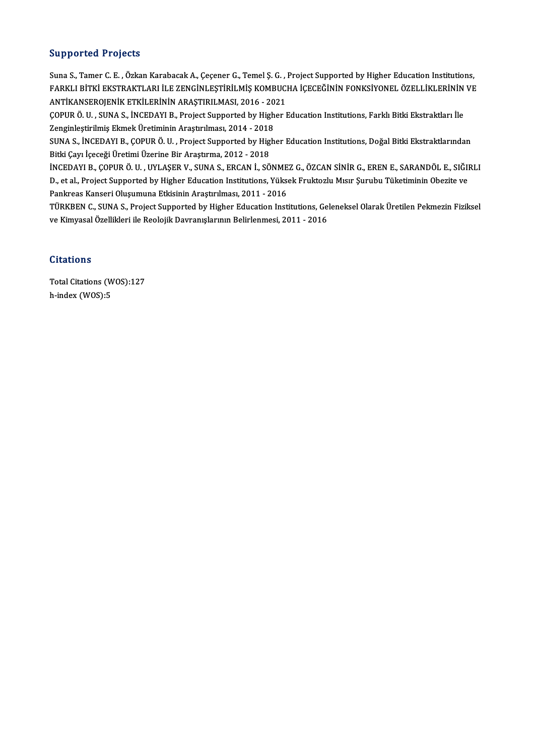## Supported Projects

Suna S., Tamer C. E. , Özkan Karabacak A., Çeçener G., Temel Ş. G. , Project Supported by Higher Education Institutions, FARKLI BİTKİ EKSTRAKTLARI İLE ZENGİNLEŞTİRİLMİŞ KOMBUCHA İÇECEĞİNİN FONKSİYONEL ÖZELLİKLERİNİN VE ANTİKANSEROJENİK ETKİLERİNİN ARAŞTIRILMASI, 2016 - 2021

ÇOPUR Ö. U. , SUNA S., İNCEDAYI B., Project Supported by Higher Education Institutions, Farklı Bitki Ekstraktları İle Zenginleştirilmiş Ekmek Üretiminin Araştırılması, 2014 - 2018

SUNA S., İNCEDAYI B., ÇOPUR Ö. U. , Project Supported by Higher Education Institutions, Doğal Bitki Ekstraktlarından Bitki Çayı İçeceği Üretimi Üzerine Bir Araştırma, 2012 - 2018

İNCEDAYI B., ÇOPUR Ö. U. , UYLAŞER V., SUNA S., ERCAN İ., SÖNMEZ G., ÖZCAN SİNİR G., EREN E., SARANDÖL E., SIĞIRLI D., et al., Project Supported by Higher Education Institutions, Yüksek Fruktozlu Mısır Şurubu Tüketiminin Obezite ve Pankreas Kanseri Oluşumuna Etkisinin Araştırılması, 2011 - 2016

TÜRKBEN C., SUNA S., Project Supported by Higher Education Institutions, Geleneksel Olarak Üretilen Pekmezin Fiziksel ve Kimyasal Özellikleri ile Reolojik Davranışlarının Belirlenmesi, 2011 - 2016

## Citations

Total Citations (WOS):127

h-index (WOS):5